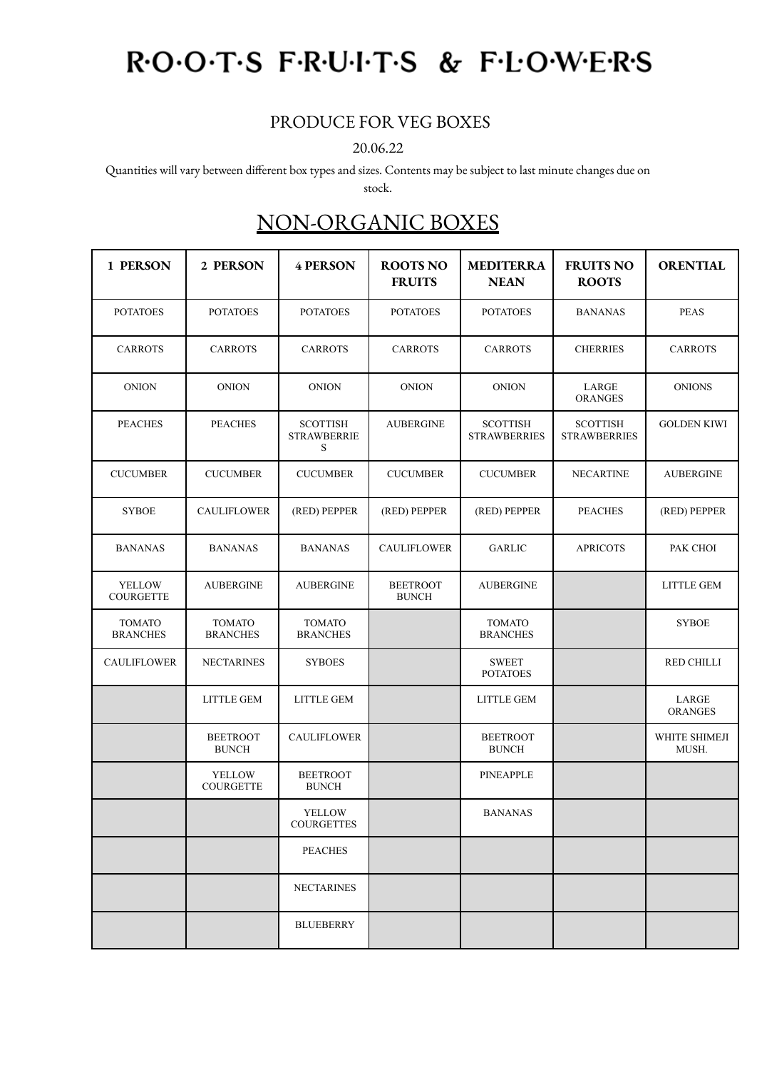# R·O·O·T·S F·R·U·I·T·S & F·L·O·W·E·R·S

PRODUCE FOR VEG BOXES

20.06.22

Quantities will vary between different box types and sizes. Contents may be subject to last minute changes due on stock.

## NON-ORGANIC BOXES

| 1 PERSON | 2 PERSON | 4 PERSON | ROOTS NO FRUITS | MEDITERRANEAN | FRUITS NO ROOTS | ORENTIAL |
|---|---|---|---|---|---|---|
| POTATOES | POTATOES | POTATOES | POTATOES | POTATOES | BANANAS | PEAS |
| CARROTS | CARROTS | CARROTS | CARROTS | CARROTS | CHERRIES | CARROTS |
| ONION | ONION | ONION | ONION | ONION | LARGE ORANGES | ONIONS |
| PEACHES | PEACHES | SCOTTISH STRAWBERRIES | AUBERGINE | SCOTTISH STRAWBERRIES | SCOTTISH STRAWBERRIES | GOLDEN KIWI |
| CUCUMBER | CUCUMBER | CUCUMBER | CUCUMBER | CUCUMBER | NECARTINE | AUBERGINE |
| SYBOE | CAULIFLOWER | (RED) PEPPER | (RED) PEPPER | (RED) PEPPER | PEACHES | (RED) PEPPER |
| BANANAS | BANANAS | BANANAS | CAULIFLOWER | GARLIC | APRICOTS | PAK CHOI |
| YELLOW COURGETTE | AUBERGINE | AUBERGINE | BEETROOT BUNCH | AUBERGINE | | LITTLE GEM |
| TOMATO BRANCHES | TOMATO BRANCHES | TOMATO BRANCHES | | TOMATO BRANCHES | | SYBOE |
| CAULIFLOWER | NECTARINES | SYBOES | | SWEET POTATOES | | RED CHILLI |
| | LITTLE GEM | LITTLE GEM | | LITTLE GEM | | LARGE ORANGES |
| | BEETROOT BUNCH | CAULIFLOWER | | BEETROOT BUNCH | | WHITE SHIMEJI MUSH. |
| | YELLOW COURGETTE | BEETROOT BUNCH | | PINEAPPLE | | |
| | | YELLOW COURGETTES | | BANANAS | | |
| | | PEACHES | | | | |
| | | NECTARINES | | | | |
| | | BLUEBERRY | | | | |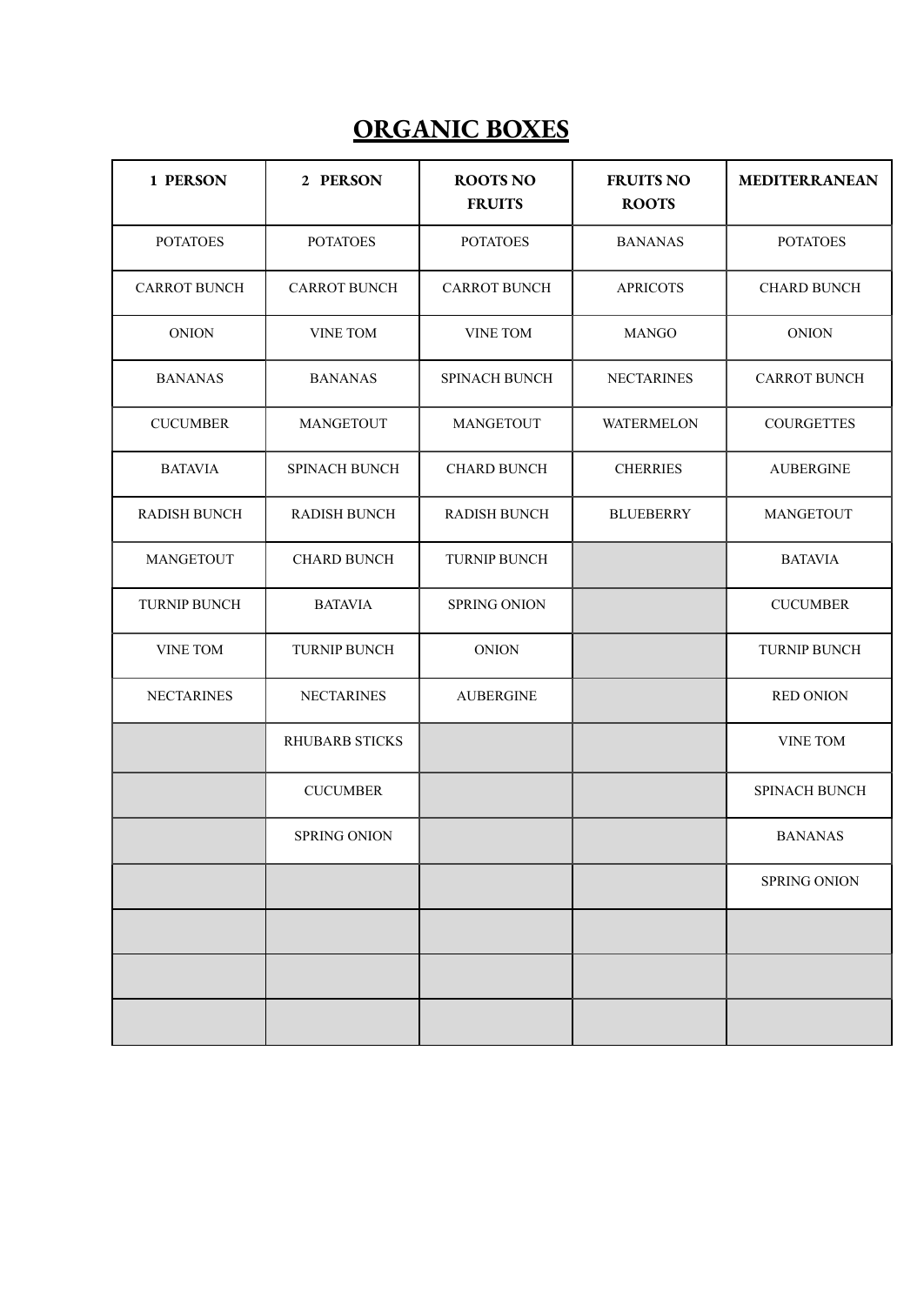# ORGANIC BOXES

| 1 PERSON | 2 PERSON | ROOTS NO FRUITS | FRUITS NO ROOTS | MEDITERRANEAN |
|---|---|---|---|---|
| POTATOES | POTATOES | POTATOES | BANANAS | POTATOES |
| CARROT BUNCH | CARROT BUNCH | CARROT BUNCH | APRICOTS | CHARD BUNCH |
| ONION | VINE TOM | VINE TOM | MANGO | ONION |
| BANANAS | BANANAS | SPINACH BUNCH | NECTARINES | CARROT BUNCH |
| CUCUMBER | MANGETOUT | MANGETOUT | WATERMELON | COURGETTES |
| BATAVIA | SPINACH BUNCH | CHARD BUNCH | CHERRIES | AUBERGINE |
| RADISH BUNCH | RADISH BUNCH | RADISH BUNCH | BLUEBERRY | MANGETOUT |
| MANGETOUT | CHARD BUNCH | TURNIP BUNCH | | BATAVIA |
| TURNIP BUNCH | BATAVIA | SPRING ONION | | CUCUMBER |
| VINE TOM | TURNIP BUNCH | ONION | | TURNIP BUNCH |
| NECTARINES | NECTARINES | AUBERGINE | | RED ONION |
| | RHUBARB STICKS | | | VINE TOM |
| | CUCUMBER | | | SPINACH BUNCH |
| | SPRING ONION | | | BANANAS |
| | | | | SPRING ONION |
| | | | | |
| | | | | |
| | | | | |